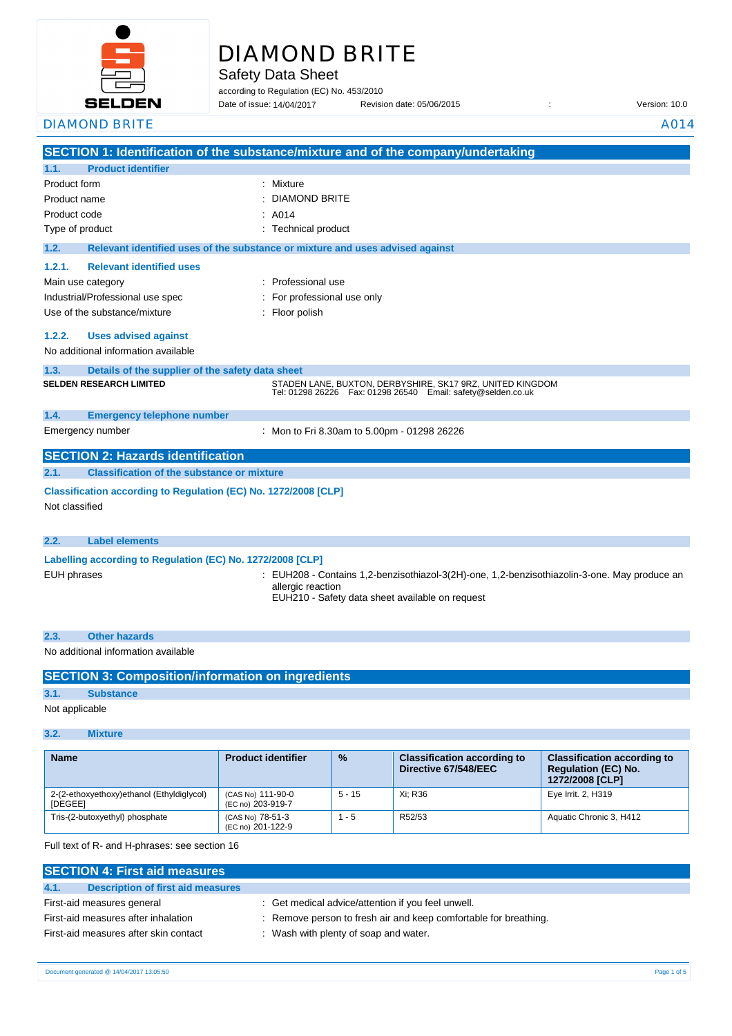# DIAMOND BRITE

Safety Data Sheet

according to Regulation (EC) No. 453/2010

Date of issue: 14/04/2017 Revision date: 05/06/2015 : Version: 10.0

DIAMOND BRITE A014

## SECTION 1: Identification of the substance/mixture and of the company/undertaking

### 1.1. Product identifier

| | |
|---|---|
| Product form | : Mixture |
| Product name | : DIAMOND BRITE |
| Product code | : A014 |
| Type of product | : Technical product |

### 1.2. Relevant identified uses of the substance or mixture and uses advised against

#### 1.2.1. Relevant identified uses

| | |
|---|---|
| Main use category | : Professional use |
| Industrial/Professional use spec | : For professional use only |
| Use of the substance/mixture | : Floor polish |

#### 1.2.2. Uses advised against

No additional information available

### 1.3. Details of the supplier of the safety data sheet

**SELDEN RESEARCH LIMITED**

STADEN LANE, BUXTON, DERBYSHIRE, SK17 9RZ, UNITED KINGDOM
Tel: 01298 26226 Fax: 01298 26540 Email: safety@selden.co.uk

### 1.4. Emergency telephone number

| | |
|---|---|
| Emergency number | : Mon to Fri 8.30am to 5.00pm - 01298 26226 |

## SECTION 2: Hazards identification

### 2.1. Classification of the substance or mixture

**Classification according to Regulation (EC) No. 1272/2008 [CLP]**

Not classified

### 2.2. Label elements

**Labelling according to Regulation (EC) No. 1272/2008 [CLP]**

EUH phrases : EUH208 - Contains 1,2-benzisothiazol-3(2H)-one, 1,2-benzisothiazolin-3-one. May produce an allergic reaction
EUH210 - Safety data sheet available on request

### 2.3. Other hazards

No additional information available

## SECTION 3: Composition/information on ingredients

### 3.1. Substance

Not applicable

### 3.2. Mixture

| Name | Product identifier | % | Classification according to Directive 67/548/EEC | Classification according to Regulation (EC) No. 1272/2008 [CLP] |
|---|---|---|---|---|
| 2-(2-ethoxyethoxy)ethanol (Ethyldiglycol) [DEGEE] | (CAS No) 111-90-0<br>(EC no) 203-919-7 | 5 - 15 | Xi; R36 | Eye Irrit. 2, H319 |
| Tris-(2-butoxyethyl) phosphate | (CAS No) 78-51-3<br>(EC no) 201-122-9 | 1 - 5 | R52/53 | Aquatic Chronic 3, H412 |

Full text of R- and H-phrases: see section 16

## SECTION 4: First aid measures

### 4.1. Description of first aid measures

| | |
|---|---|
| First-aid measures general | : Get medical advice/attention if you feel unwell. |
| First-aid measures after inhalation | : Remove person to fresh air and keep comfortable for breathing. |
| First-aid measures after skin contact | : Wash with plenty of soap and water. |

Document generated @ 14/04/2017 13:05:50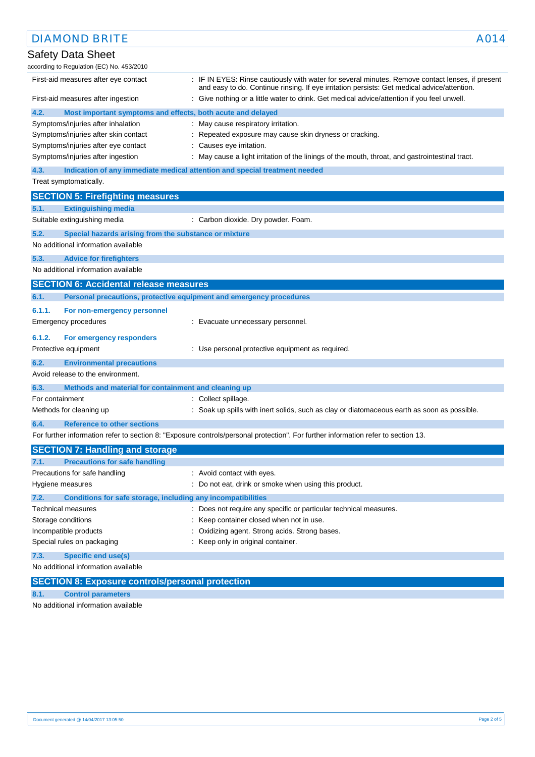| | |
|---|---|
| First-aid measures after eye contact | : IF IN EYES: Rinse cautiously with water for several minutes. Remove contact lenses, if present and easy to do. Continue rinsing. If eye irritation persists: Get medical advice/attention. |
| First-aid measures after ingestion | : Give nothing or a little water to drink. Get medical advice/attention if you feel unwell. |

### 4.2. Most important symptoms and effects, both acute and delayed

| | |
|---|---|
| Symptoms/injuries after inhalation | : May cause respiratory irritation. |
| Symptoms/injuries after skin contact | : Repeated exposure may cause skin dryness or cracking. |
| Symptoms/injuries after eye contact | : Causes eye irritation. |
| Symptoms/injuries after ingestion | : May cause a light irritation of the linings of the mouth, throat, and gastrointestinal tract. |

### 4.3. Indication of any immediate medical attention and special treatment needed

Treat symptomatically.

## SECTION 5: Firefighting measures

### 5.1. Extinguishing media

| | |
|---|---|
| Suitable extinguishing media | : Carbon dioxide. Dry powder. Foam. |

### 5.2. Special hazards arising from the substance or mixture

No additional information available

### 5.3. Advice for firefighters

No additional information available

## SECTION 6: Accidental release measures

### 6.1. Personal precautions, protective equipment and emergency procedures

#### 6.1.1. For non-emergency personnel

| | |
|---|---|
| Emergency procedures | : Evacuate unnecessary personnel. |

#### 6.1.2. For emergency responders

| | |
|---|---|
| Protective equipment | : Use personal protective equipment as required. |

### 6.2. Environmental precautions

Avoid release to the environment.

### 6.3. Methods and material for containment and cleaning up

| | |
|---|---|
| For containment | : Collect spillage. |
| Methods for cleaning up | : Soak up spills with inert solids, such as clay or diatomaceous earth as soon as possible. |

### 6.4. Reference to other sections

For further information refer to section 8: "Exposure controls/personal protection". For further information refer to section 13.

## SECTION 7: Handling and storage

### 7.1. Precautions for safe handling

| | |
|---|---|
| Precautions for safe handling | : Avoid contact with eyes. |
| Hygiene measures | : Do not eat, drink or smoke when using this product. |

### 7.2. Conditions for safe storage, including any incompatibilities

| | |
|---|---|
| Technical measures | : Does not require any specific or particular technical measures. |
| Storage conditions | : Keep container closed when not in use. |
| Incompatible products | : Oxidizing agent. Strong acids. Strong bases. |
| Special rules on packaging | : Keep only in original container. |

### 7.3. Specific end use(s)

No additional information available

## SECTION 8: Exposure controls/personal protection

### 8.1. Control parameters

No additional information available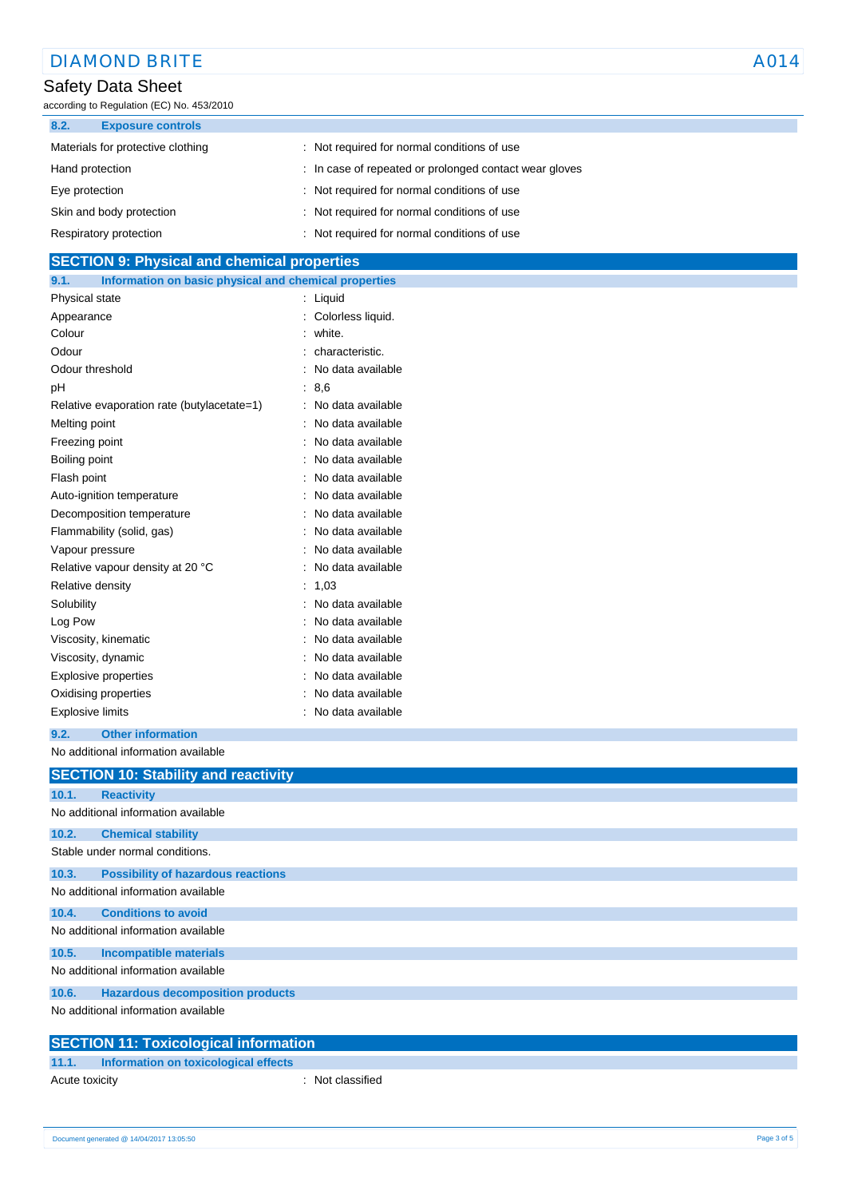### 8.2. Exposure controls

| | |
|---|---|
| Materials for protective clothing | : Not required for normal conditions of use |
| Hand protection | : In case of repeated or prolonged contact wear gloves |
| Eye protection | : Not required for normal conditions of use |
| Skin and body protection | : Not required for normal conditions of use |
| Respiratory protection | : Not required for normal conditions of use |

## SECTION 9: Physical and chemical properties

### 9.1. Information on basic physical and chemical properties

| | |
|---|---|
| Physical state | : Liquid |
| Appearance | : Colorless liquid. |
| Colour | : white. |
| Odour | : characteristic. |
| Odour threshold | : No data available |
| pH | : 8,6 |
| Relative evaporation rate (butylacetate=1) | : No data available |
| Melting point | : No data available |
| Freezing point | : No data available |
| Boiling point | : No data available |
| Flash point | : No data available |
| Auto-ignition temperature | : No data available |
| Decomposition temperature | : No data available |
| Flammability (solid, gas) | : No data available |
| Vapour pressure | : No data available |
| Relative vapour density at 20 °C | : No data available |
| Relative density | : 1,03 |
| Solubility | : No data available |
| Log Pow | : No data available |
| Viscosity, kinematic | : No data available |
| Viscosity, dynamic | : No data available |
| Explosive properties | : No data available |
| Oxidising properties | : No data available |
| Explosive limits | : No data available |

### 9.2. Other information

No additional information available

## SECTION 10: Stability and reactivity

### 10.1. Reactivity

No additional information available

### 10.2. Chemical stability

Stable under normal conditions.

### 10.3. Possibility of hazardous reactions

No additional information available

### 10.4. Conditions to avoid

No additional information available

### 10.5. Incompatible materials

No additional information available

### 10.6. Hazardous decomposition products

No additional information available

## SECTION 11: Toxicological information

### 11.1. Information on toxicological effects

| | |
|---|---|
| Acute toxicity | : Not classified |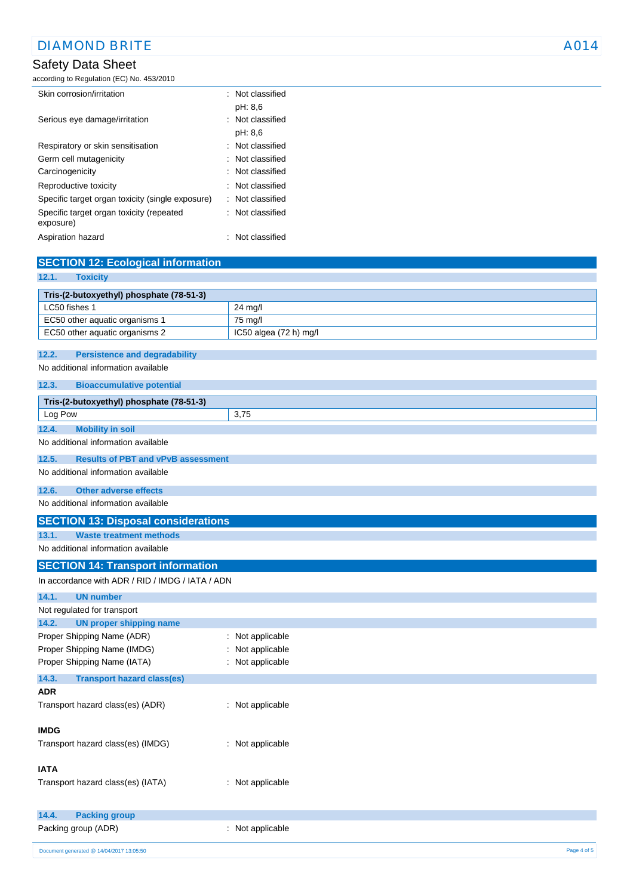| | |
|---|---|
| Skin corrosion/irritation | : Not classified<br>pH: 8,6 |
| Serious eye damage/irritation | : Not classified<br>pH: 8,6 |
| Respiratory or skin sensitisation | : Not classified |
| Germ cell mutagenicity | : Not classified |
| Carcinogenicity | : Not classified |
| Reproductive toxicity | : Not classified |
| Specific target organ toxicity (single exposure) | : Not classified |
| Specific target organ toxicity (repeated exposure) | : Not classified |
| Aspiration hazard | : Not classified |

## SECTION 12: Ecological information

### 12.1. Toxicity

| Tris-(2-butoxyethyl) phosphate (78-51-3) | |
|---|---|
| LC50 fishes 1 | 24 mg/l |
| EC50 other aquatic organisms 1 | 75 mg/l |
| EC50 other aquatic organisms 2 | IC50 algea (72 h) mg/l |

### 12.2. Persistence and degradability

No additional information available

### 12.3. Bioaccumulative potential

| Tris-(2-butoxyethyl) phosphate (78-51-3) | |
|---|---|
| Log Pow | 3,75 |

### 12.4. Mobility in soil

No additional information available

### 12.5. Results of PBT and vPvB assessment

No additional information available

### 12.6. Other adverse effects

No additional information available

## SECTION 13: Disposal considerations

### 13.1. Waste treatment methods

No additional information available

## SECTION 14: Transport information

In accordance with ADR / RID / IMDG / IATA / ADN

### 14.1. UN number

Not regulated for transport

### 14.2. UN proper shipping name

| | |
|---|---|
| Proper Shipping Name (ADR) | : Not applicable |
| Proper Shipping Name (IMDG) | : Not applicable |
| Proper Shipping Name (IATA) | : Not applicable |

### 14.3. Transport hazard class(es)

**ADR**

Transport hazard class(es) (ADR) : Not applicable

**IMDG**

Transport hazard class(es) (IMDG) : Not applicable

**IATA**

Transport hazard class(es) (IATA) : Not applicable

### 14.4. Packing group

Packing group (ADR) : Not applicable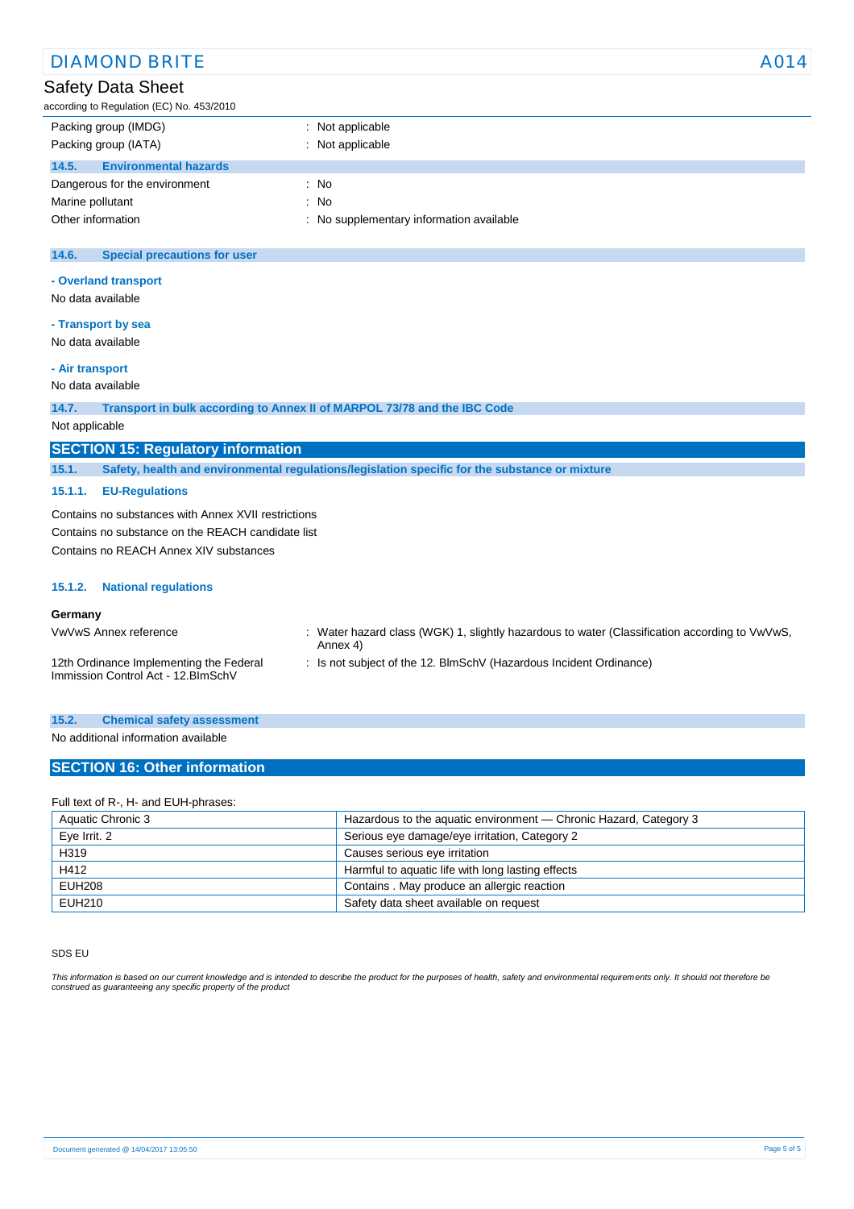| | |
|---|---|
| Packing group (IMDG) | : Not applicable |
| Packing group (IATA) | : Not applicable |

### 14.5. Environmental hazards

| | |
|---|---|
| Dangerous for the environment | : No |
| Marine pollutant | : No |
| Other information | : No supplementary information available |

### 14.6. Special precautions for user

**- Overland transport**

No data available

**- Transport by sea**

No data available

**- Air transport**

No data available

### 14.7. Transport in bulk according to Annex II of MARPOL 73/78 and the IBC Code

Not applicable

## SECTION 15: Regulatory information

### 15.1. Safety, health and environmental regulations/legislation specific for the substance or mixture

#### 15.1.1. EU-Regulations

Contains no substances with Annex XVII restrictions

Contains no substance on the REACH candidate list

Contains no REACH Annex XIV substances

#### 15.1.2. National regulations

**Germany**

| | |
|---|---|
| VwVwS Annex reference | : Water hazard class (WGK) 1, slightly hazardous to water (Classification according to VwVwS, Annex 4) |
| 12th Ordinance Implementing the Federal Immission Control Act - 12.BImSchV | : Is not subject of the 12. BlmSchV (Hazardous Incident Ordinance) |

### 15.2. Chemical safety assessment

No additional information available

## SECTION 16: Other information

Full text of R-, H- and EUH-phrases:

| | |
|---|---|
| Aquatic Chronic 3 | Hazardous to the aquatic environment — Chronic Hazard, Category 3 |
| Eye Irrit. 2 | Serious eye damage/eye irritation, Category 2 |
| H319 | Causes serious eye irritation |
| H412 | Harmful to aquatic life with long lasting effects |
| EUH208 | Contains . May produce an allergic reaction |
| EUH210 | Safety data sheet available on request |

SDS EU

*This information is based on our current knowledge and is intended to describe the product for the purposes of health, safety and environmental requirements only. It should not therefore be construed as guaranteeing any specific property of the product*